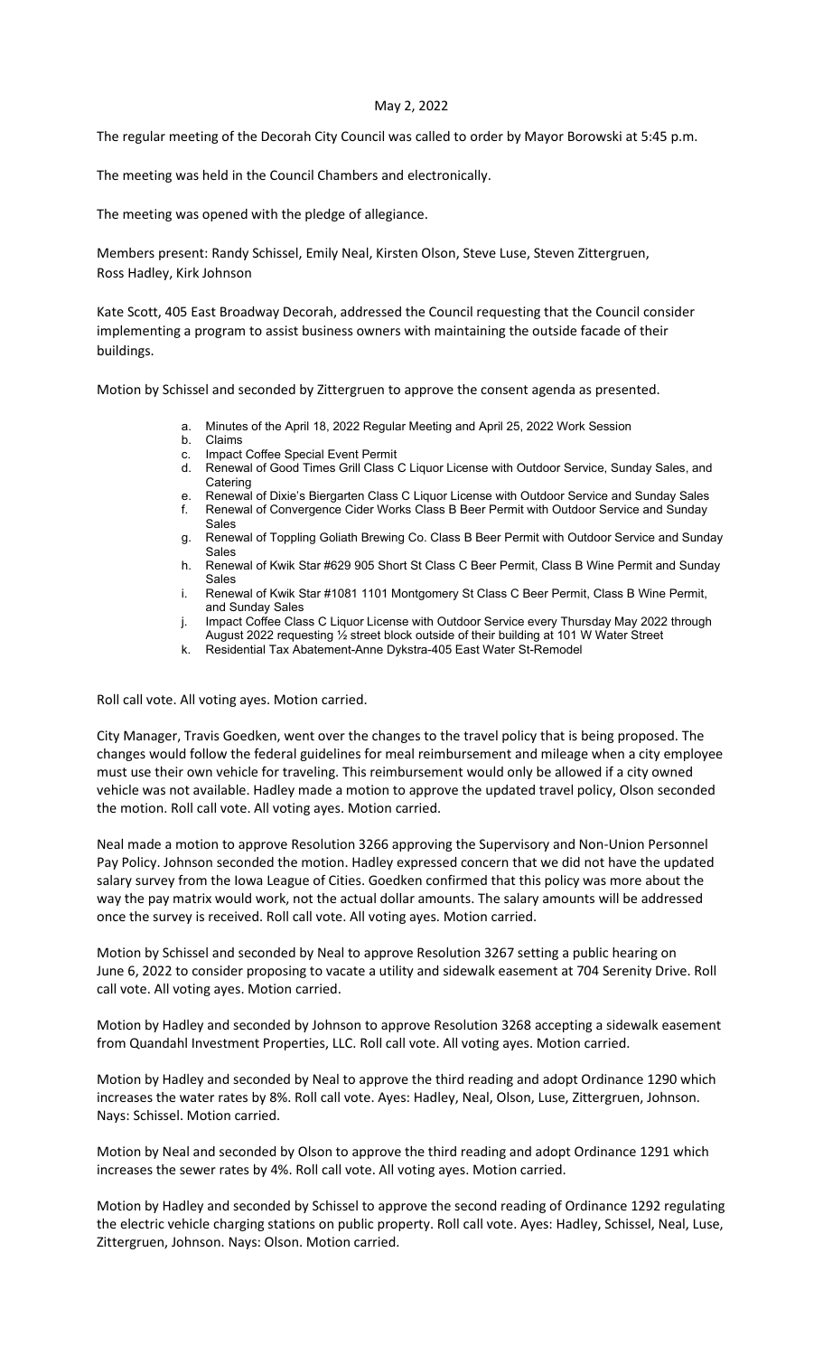May 2, 2022

The regular meeting of the Decorah City Council was called to order by Mayor Borowski at 5:45 p.m.

The meeting was held in the Council Chambers and electronically.

The meeting was opened with the pledge of allegiance.

Members present: Randy Schissel, Emily Neal, Kirsten Olson, Steve Luse, Steven Zittergruen, Ross Hadley, Kirk Johnson

Kate Scott, 405 East Broadway Decorah, addressed the Council requesting that the Council consider implementing a program to assist business owners with maintaining the outside facade of their buildings.

Motion by Schissel and seconded by Zittergruen to approve the consent agenda as presented.

a. Minutes of the April 18, 2022 Regular Meeting and April 25, 2022 Work Session
b. Claims
c. Impact Coffee Special Event Permit
d. Renewal of Good Times Grill Class C Liquor License with Outdoor Service, Sunday Sales, and Catering
e. Renewal of Dixie's Biergarten Class C Liquor License with Outdoor Service and Sunday Sales
f. Renewal of Convergence Cider Works Class B Beer Permit with Outdoor Service and Sunday Sales
g. Renewal of Toppling Goliath Brewing Co. Class B Beer Permit with Outdoor Service and Sunday Sales
h. Renewal of Kwik Star #629 905 Short St Class C Beer Permit, Class B Wine Permit and Sunday Sales
i. Renewal of Kwik Star #1081 1101 Montgomery St Class C Beer Permit, Class B Wine Permit, and Sunday Sales
j. Impact Coffee Class C Liquor License with Outdoor Service every Thursday May 2022 through August 2022 requesting ½ street block outside of their building at 101 W Water Street
k. Residential Tax Abatement-Anne Dykstra-405 East Water St-Remodel

Roll call vote. All voting ayes. Motion carried.

City Manager, Travis Goedken, went over the changes to the travel policy that is being proposed. The changes would follow the federal guidelines for meal reimbursement and mileage when a city employee must use their own vehicle for traveling. This reimbursement would only be allowed if a city owned vehicle was not available. Hadley made a motion to approve the updated travel policy, Olson seconded the motion. Roll call vote. All voting ayes. Motion carried.

Neal made a motion to approve Resolution 3266 approving the Supervisory and Non-Union Personnel Pay Policy. Johnson seconded the motion. Hadley expressed concern that we did not have the updated salary survey from the Iowa League of Cities. Goedken confirmed that this policy was more about the way the pay matrix would work, not the actual dollar amounts. The salary amounts will be addressed once the survey is received. Roll call vote. All voting ayes. Motion carried.

Motion by Schissel and seconded by Neal to approve Resolution 3267 setting a public hearing on June 6, 2022 to consider proposing to vacate a utility and sidewalk easement at 704 Serenity Drive. Roll call vote. All voting ayes. Motion carried.

Motion by Hadley and seconded by Johnson to approve Resolution 3268 accepting a sidewalk easement from Quandahl Investment Properties, LLC. Roll call vote. All voting ayes. Motion carried.

Motion by Hadley and seconded by Neal to approve the third reading and adopt Ordinance 1290 which increases the water rates by 8%. Roll call vote. Ayes: Hadley, Neal, Olson, Luse, Zittergruen, Johnson. Nays: Schissel. Motion carried.

Motion by Neal and seconded by Olson to approve the third reading and adopt Ordinance 1291 which increases the sewer rates by 4%. Roll call vote. All voting ayes. Motion carried.

Motion by Hadley and seconded by Schissel to approve the second reading of Ordinance 1292 regulating the electric vehicle charging stations on public property. Roll call vote. Ayes: Hadley, Schissel, Neal, Luse, Zittergruen, Johnson. Nays: Olson. Motion carried.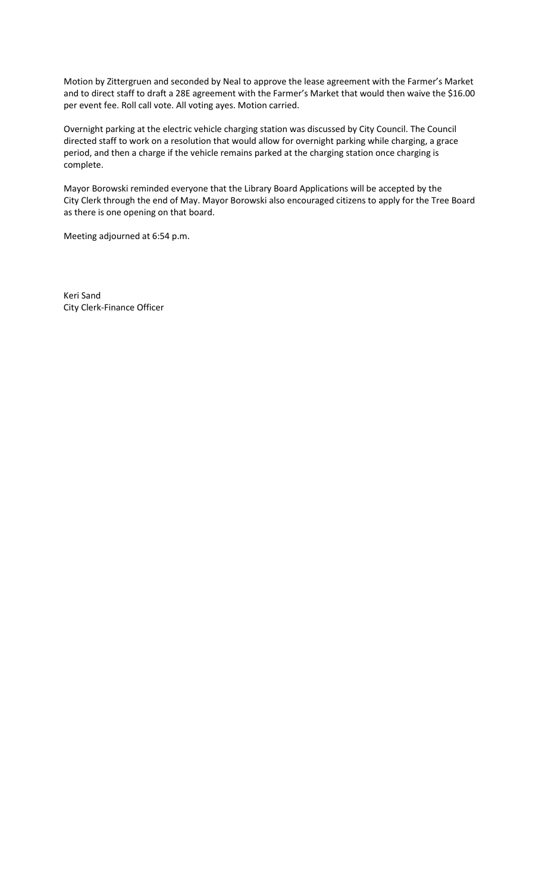Motion by Zittergruen and seconded by Neal to approve the lease agreement with the Farmer's Market and to direct staff to draft a 28E agreement with the Farmer's Market that would then waive the $16.00 per event fee. Roll call vote. All voting ayes. Motion carried.

Overnight parking at the electric vehicle charging station was discussed by City Council. The Council directed staff to work on a resolution that would allow for overnight parking while charging, a grace period, and then a charge if the vehicle remains parked at the charging station once charging is complete.

Mayor Borowski reminded everyone that the Library Board Applications will be accepted by the City Clerk through the end of May. Mayor Borowski also encouraged citizens to apply for the Tree Board as there is one opening on that board.

Meeting adjourned at 6:54 p.m.

Keri Sand
City Clerk-Finance Officer